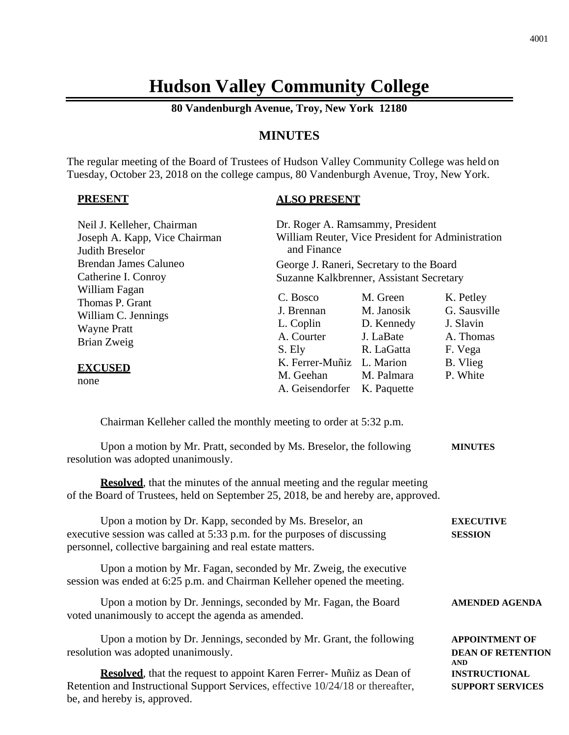# Hudson Valley Community College

**80 Vandenburgh Avenue, Troy, New York 12180**

## MINUTES

The regular meeting of the Board of Trustees of Hudson Valley Community College was held on Tuesday, October 23, 2018 on the college campus, 80 Vandenburgh Avenue, Troy, New York.

**PRESENT**

Neil J. Kelleher, Chairman
Joseph A. Kapp, Vice Chairman
Judith Breselor
Brendan James Caluneo
Catherine I. Conroy
William Fagan
Thomas P. Grant
William C. Jennings
Wayne Pratt
Brian Zweig

**EXCUSED**

none

**ALSO PRESENT**

Dr. Roger A. Ramsammy, President
William Reuter, Vice President for Administration and Finance
George J. Raneri, Secretary to the Board
Suzanne Kalkbrenner, Assistant Secretary

| | | |
|---|---|---|
| C. Bosco | M. Green | K. Petley |
| J. Brennan | M. Janosik | G. Sausville |
| L. Coplin | D. Kennedy | J. Slavin |
| A. Courter | J. LaBate | A. Thomas |
| S. Ely | R. LaGatta | F. Vega |
| K. Ferrer-Muñiz | L. Marion | B. Vlieg |
| M. Geehan | M. Palmara | P. White |
| A. Geisendorfer | K. Paquette | |

Chairman Kelleher called the monthly meeting to order at 5:32 p.m.

**MINUTES**

Upon a motion by Mr. Pratt, seconded by Ms. Breselor, the following resolution was adopted unanimously.

**Resolved**, that the minutes of the annual meeting and the regular meeting of the Board of Trustees, held on September 25, 2018, be and hereby are, approved.

**EXECUTIVE SESSION**

Upon a motion by Dr. Kapp, seconded by Ms. Breselor, an executive session was called at 5:33 p.m. for the purposes of discussing personnel, collective bargaining and real estate matters.

Upon a motion by Mr. Fagan, seconded by Mr. Zweig, the executive session was ended at 6:25 p.m. and Chairman Kelleher opened the meeting.

**AMENDED AGENDA**

Upon a motion by Dr. Jennings, seconded by Mr. Fagan, the Board voted unanimously to accept the agenda as amended.

**APPOINTMENT OF DEAN OF RETENTION AND INSTRUCTIONAL SUPPORT SERVICES**

Upon a motion by Dr. Jennings, seconded by Mr. Grant, the following resolution was adopted unanimously.

**Resolved**, that the request to appoint Karen Ferrer- Muñiz as Dean of Retention and Instructional Support Services, effective 10/24/18 or thereafter, be, and hereby is, approved.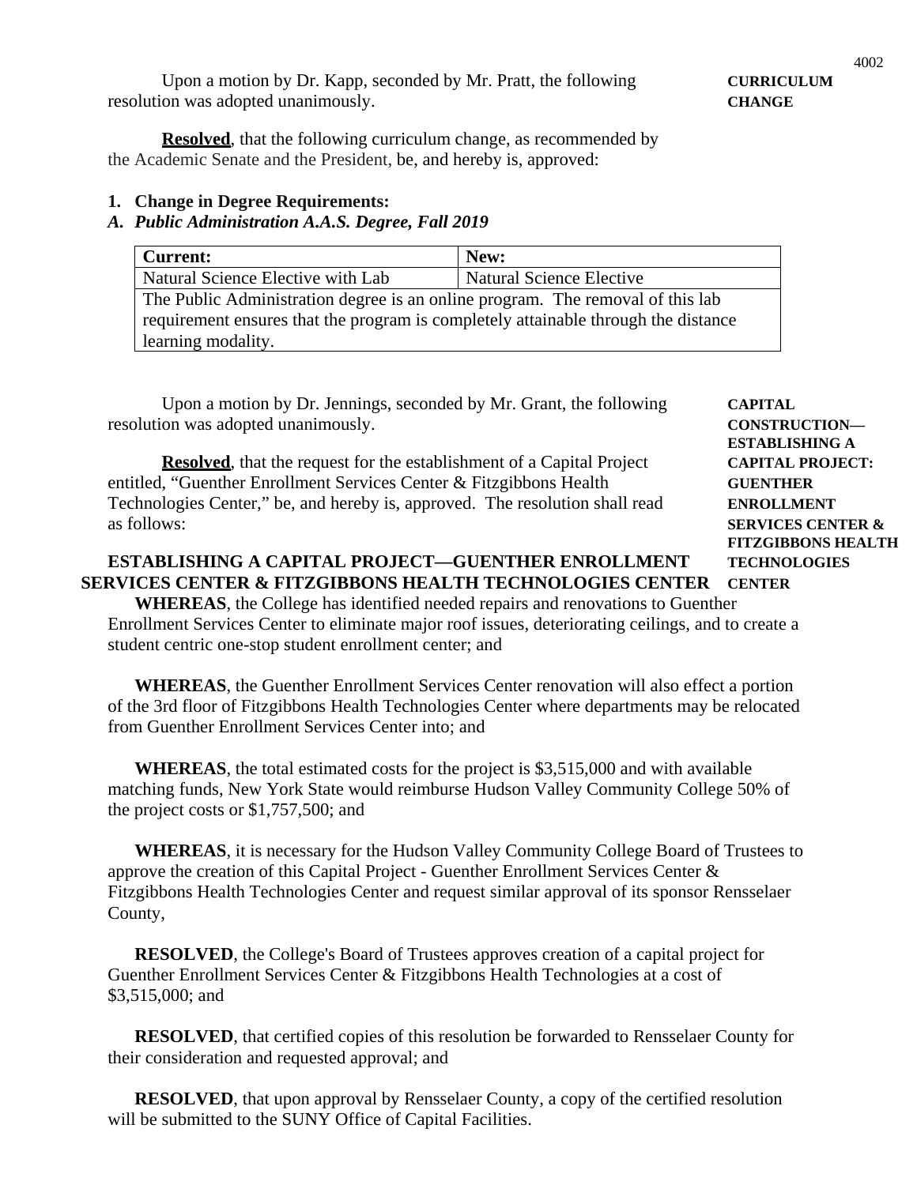Upon a motion by Dr. Kapp, seconded by Mr. Pratt, the following resolution was adopted unanimously.

**CURRICULUM CHANGE**

**Resolved**, that the following curriculum change, as recommended by the Academic Senate and the President, be, and hereby is, approved:

**1. Change in Degree Requirements:**

***A. Public Administration A.A.S. Degree, Fall 2019***

| **Current:** | **New:** |
|---|---|
| Natural Science Elective with Lab | Natural Science Elective |
| The Public Administration degree is an online program. The removal of this lab requirement ensures that the program is completely attainable through the distance learning modality. | |

Upon a motion by Dr. Jennings, seconded by Mr. Grant, the following resolution was adopted unanimously.

**CAPITAL CONSTRUCTION—ESTABLISHING A CAPITAL PROJECT: GUENTHER ENROLLMENT SERVICES CENTER & FITZGIBBONS HEALTH TECHNOLOGIES CENTER**

**Resolved**, that the request for the establishment of a Capital Project entitled, "Guenther Enrollment Services Center & Fitzgibbons Health Technologies Center," be, and hereby is, approved. The resolution shall read as follows:

**ESTABLISHING A CAPITAL PROJECT—GUENTHER ENROLLMENT SERVICES CENTER & FITZGIBBONS HEALTH TECHNOLOGIES CENTER**

**WHEREAS**, the College has identified needed repairs and renovations to Guenther Enrollment Services Center to eliminate major roof issues, deteriorating ceilings, and to create a student centric one-stop student enrollment center; and

**WHEREAS**, the Guenther Enrollment Services Center renovation will also effect a portion of the 3rd floor of Fitzgibbons Health Technologies Center where departments may be relocated from Guenther Enrollment Services Center into; and

**WHEREAS**, the total estimated costs for the project is $3,515,000 and with available matching funds, New York State would reimburse Hudson Valley Community College 50% of the project costs or $1,757,500; and

**WHEREAS**, it is necessary for the Hudson Valley Community College Board of Trustees to approve the creation of this Capital Project - Guenther Enrollment Services Center & Fitzgibbons Health Technologies Center and request similar approval of its sponsor Rensselaer County,

**RESOLVED**, the College's Board of Trustees approves creation of a capital project for Guenther Enrollment Services Center & Fitzgibbons Health Technologies at a cost of $3,515,000; and

**RESOLVED**, that certified copies of this resolution be forwarded to Rensselaer County for their consideration and requested approval; and

**RESOLVED**, that upon approval by Rensselaer County, a copy of the certified resolution will be submitted to the SUNY Office of Capital Facilities.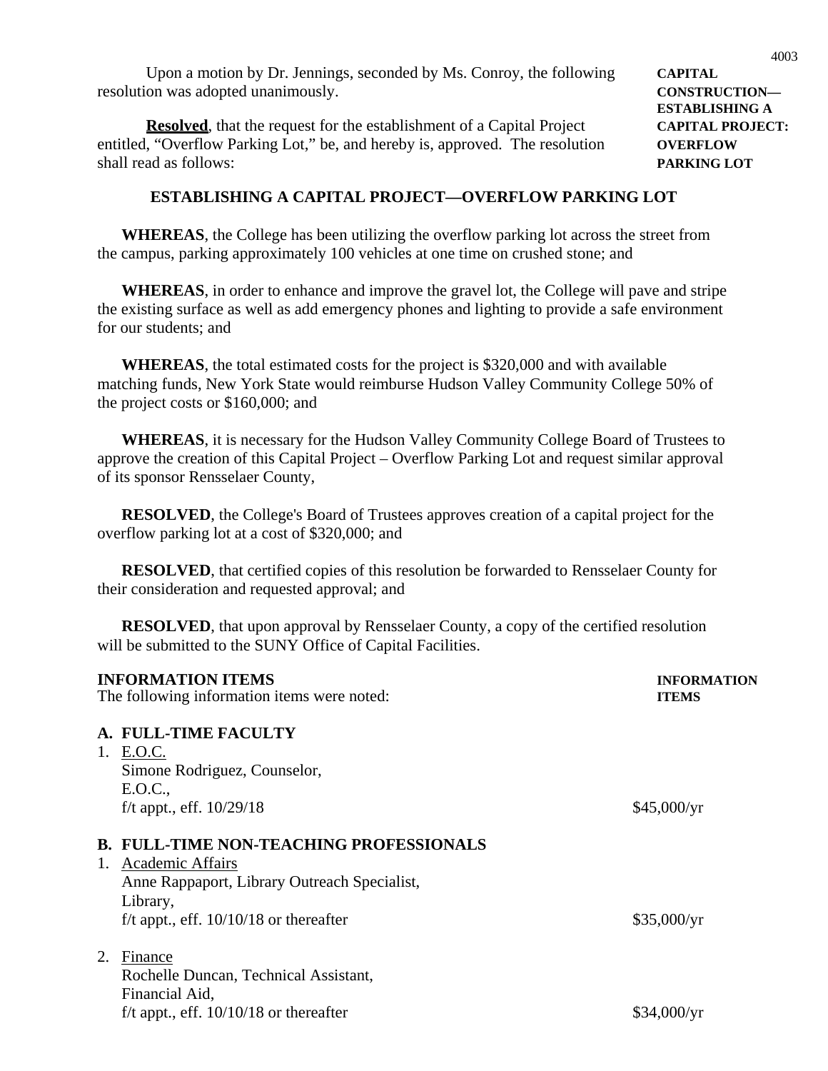Upon a motion by Dr. Jennings, seconded by Ms. Conroy, the following resolution was adopted unanimously.

**CAPITAL CONSTRUCTION—ESTABLISHING A CAPITAL PROJECT: OVERFLOW PARKING LOT**

**Resolved**, that the request for the establishment of a Capital Project entitled, "Overflow Parking Lot," be, and hereby is, approved. The resolution shall read as follows:

## ESTABLISHING A CAPITAL PROJECT—OVERFLOW PARKING LOT

**WHEREAS**, the College has been utilizing the overflow parking lot across the street from the campus, parking approximately 100 vehicles at one time on crushed stone; and

**WHEREAS**, in order to enhance and improve the gravel lot, the College will pave and stripe the existing surface as well as add emergency phones and lighting to provide a safe environment for our students; and

**WHEREAS**, the total estimated costs for the project is $320,000 and with available matching funds, New York State would reimburse Hudson Valley Community College 50% of the project costs or $160,000; and

**WHEREAS**, it is necessary for the Hudson Valley Community College Board of Trustees to approve the creation of this Capital Project – Overflow Parking Lot and request similar approval of its sponsor Rensselaer County,

**RESOLVED**, the College's Board of Trustees approves creation of a capital project for the overflow parking lot at a cost of $320,000; and

**RESOLVED**, that certified copies of this resolution be forwarded to Rensselaer County for their consideration and requested approval; and

**RESOLVED**, that upon approval by Rensselaer County, a copy of the certified resolution will be submitted to the SUNY Office of Capital Facilities.

**INFORMATION ITEMS**

**INFORMATION ITEMS**

The following information items were noted:

**A. FULL-TIME FACULTY**

1. E.O.C.
   Simone Rodriguez, Counselor,
   E.O.C.,
   f/t appt., eff. 10/29/18 — $45,000/yr

**B. FULL-TIME NON-TEACHING PROFESSIONALS**

1. Academic Affairs
   Anne Rappaport, Library Outreach Specialist,
   Library,
   f/t appt., eff. 10/10/18 or thereafter — $35,000/yr

2. Finance
   Rochelle Duncan, Technical Assistant,
   Financial Aid,
   f/t appt., eff. 10/10/18 or thereafter — $34,000/yr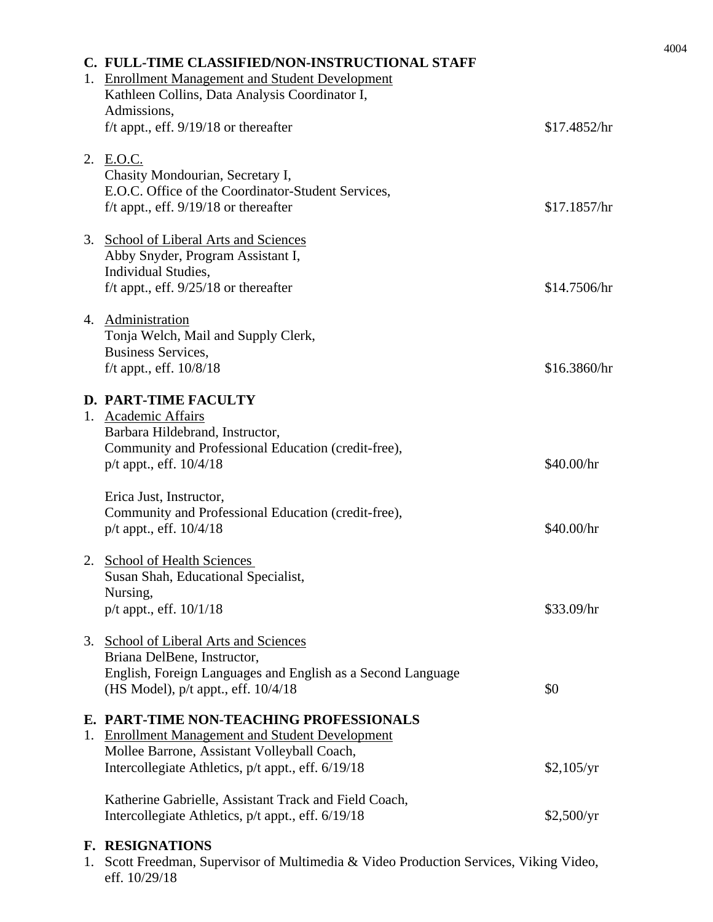## C. FULL-TIME CLASSIFIED/NON-INSTRUCTIONAL STAFF

1. Enrollment Management and Student Development
   Kathleen Collins, Data Analysis Coordinator I,
   Admissions,
   f/t appt., eff. 9/19/18 or thereafter — $17.4852/hr

2. E.O.C.
   Chasity Mondourian, Secretary I,
   E.O.C. Office of the Coordinator-Student Services,
   f/t appt., eff. 9/19/18 or thereafter — $17.1857/hr

3. School of Liberal Arts and Sciences
   Abby Snyder, Program Assistant I,
   Individual Studies,
   f/t appt., eff. 9/25/18 or thereafter — $14.7506/hr

4. Administration
   Tonja Welch, Mail and Supply Clerk,
   Business Services,
   f/t appt., eff. 10/8/18 — $16.3860/hr

## D. PART-TIME FACULTY

1. Academic Affairs
   Barbara Hildebrand, Instructor,
   Community and Professional Education (credit-free),
   p/t appt., eff. 10/4/18 — $40.00/hr

   Erica Just, Instructor,
   Community and Professional Education (credit-free),
   p/t appt., eff. 10/4/18 — $40.00/hr

2. School of Health Sciences
   Susan Shah, Educational Specialist,
   Nursing,
   p/t appt., eff. 10/1/18 — $33.09/hr

3. School of Liberal Arts and Sciences
   Briana DelBene, Instructor,
   English, Foreign Languages and English as a Second Language
   (HS Model), p/t appt., eff. 10/4/18 — $0

## E. PART-TIME NON-TEACHING PROFESSIONALS

1. Enrollment Management and Student Development
   Mollee Barrone, Assistant Volleyball Coach,
   Intercollegiate Athletics, p/t appt., eff. 6/19/18 — $2,105/yr

   Katherine Gabrielle, Assistant Track and Field Coach,
   Intercollegiate Athletics, p/t appt., eff. 6/19/18 — $2,500/yr

## F. RESIGNATIONS

1. Scott Freedman, Supervisor of Multimedia & Video Production Services, Viking Video, eff. 10/29/18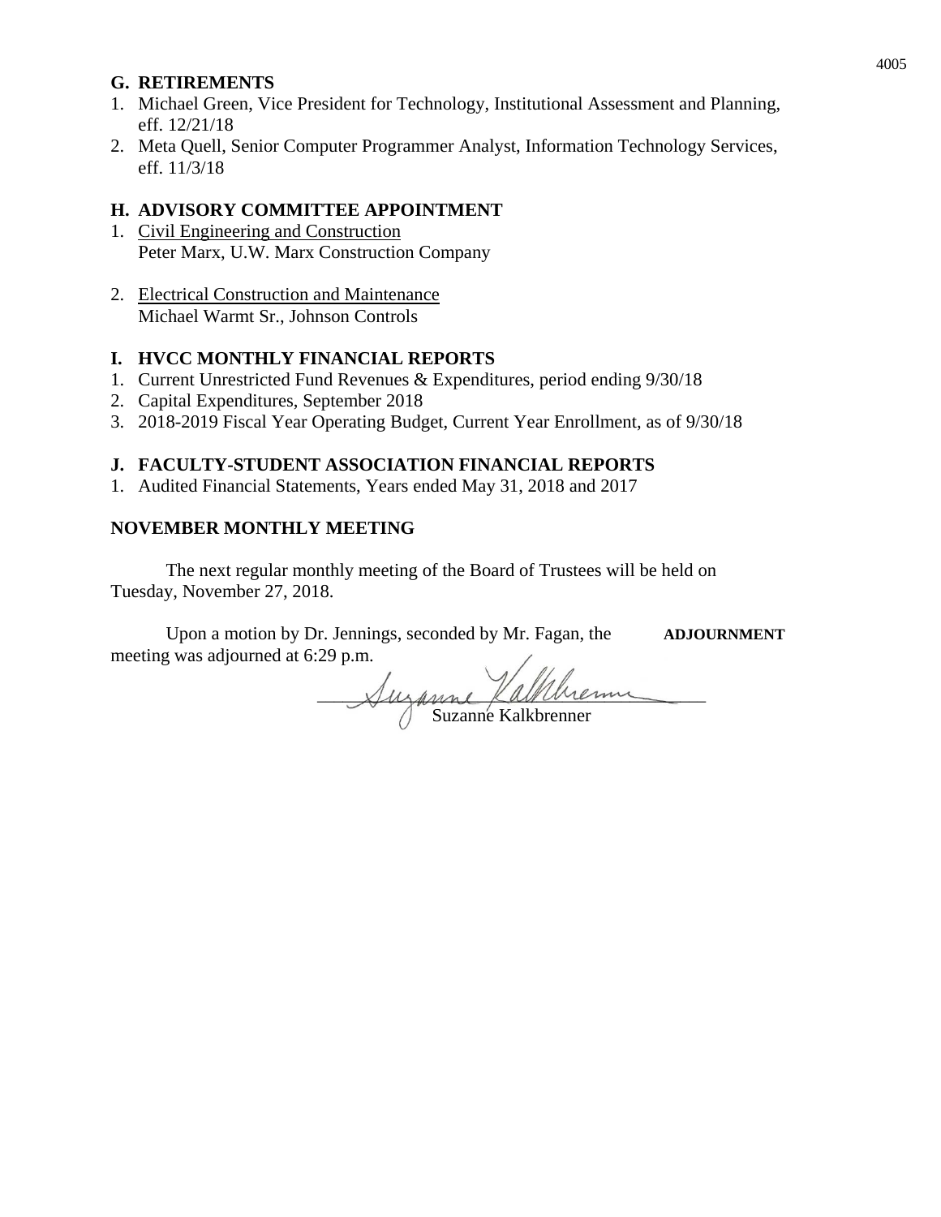## G. RETIREMENTS

1. Michael Green, Vice President for Technology, Institutional Assessment and Planning, eff. 12/21/18
2. Meta Quell, Senior Computer Programmer Analyst, Information Technology Services, eff. 11/3/18

## H. ADVISORY COMMITTEE APPOINTMENT

1. Civil Engineering and Construction
   Peter Marx, U.W. Marx Construction Company

2. Electrical Construction and Maintenance
   Michael Warmt Sr., Johnson Controls

## I. HVCC MONTHLY FINANCIAL REPORTS

1. Current Unrestricted Fund Revenues & Expenditures, period ending 9/30/18
2. Capital Expenditures, September 2018
3. 2018-2019 Fiscal Year Operating Budget, Current Year Enrollment, as of 9/30/18

## J. FACULTY-STUDENT ASSOCIATION FINANCIAL REPORTS

1. Audited Financial Statements, Years ended May 31, 2018 and 2017

## NOVEMBER MONTHLY MEETING

The next regular monthly meeting of the Board of Trustees will be held on Tuesday, November 27, 2018.

**ADJOURNMENT**

Upon a motion by Dr. Jennings, seconded by Mr. Fagan, the meeting was adjourned at 6:29 p.m.

Suzanne Kalkbrenner